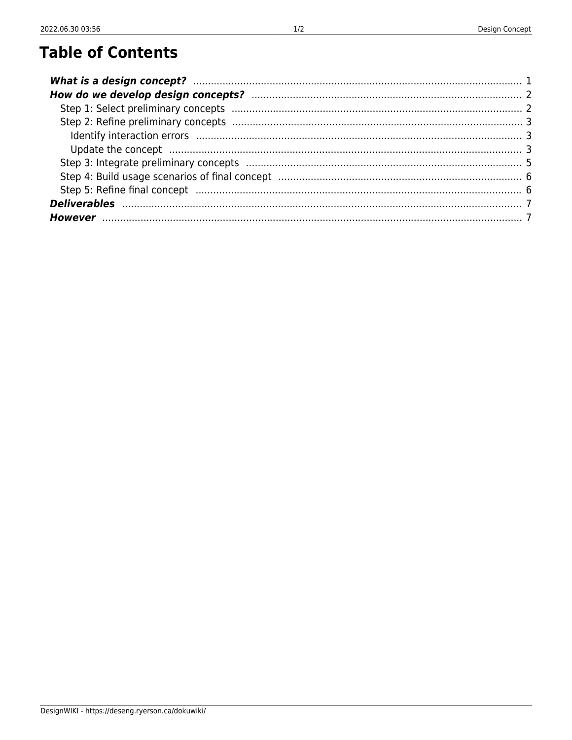# Table of Contents

- ***What is a design concept?*** ..... 1
- ***How do we develop design concepts?*** ..... 2
  - Step 1: Select preliminary concepts ..... 2
  - Step 2: Refine preliminary concepts ..... 3
    - Identify interaction errors ..... 3
    - Update the concept ..... 3
  - Step 3: Integrate preliminary concepts ..... 5
  - Step 4: Build usage scenarios of final concept ..... 6
  - Step 5: Refine final concept ..... 6
- ***Deliverables*** ..... 7
- ***However*** ..... 7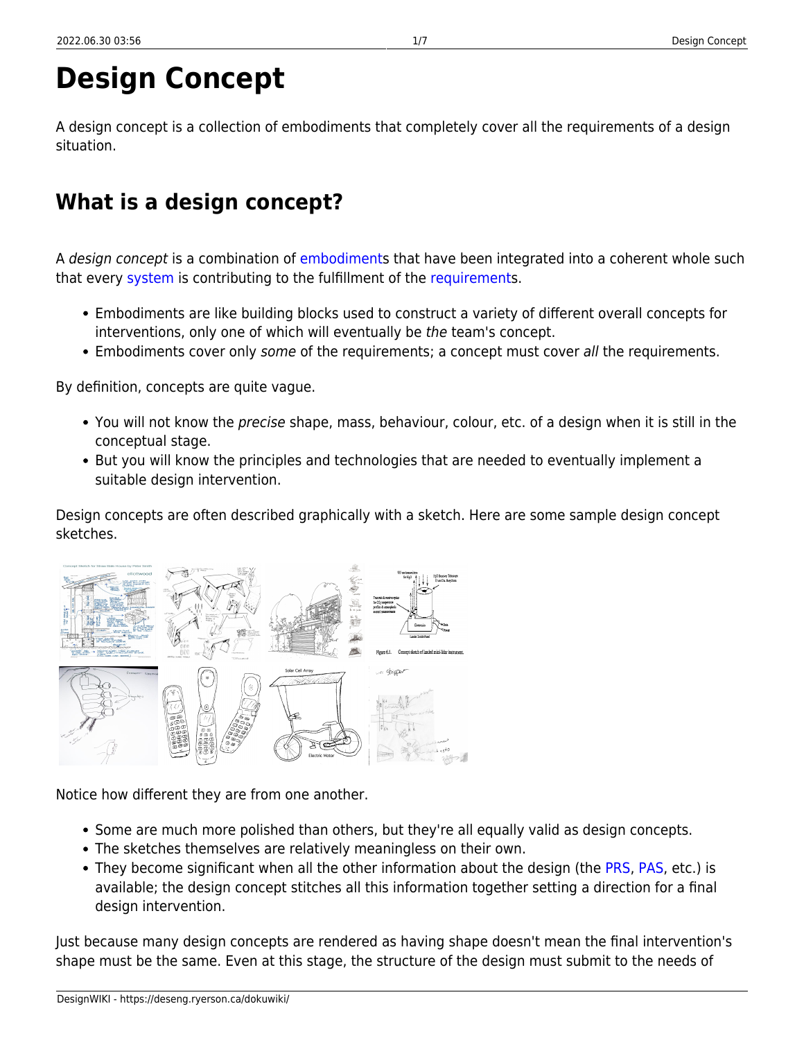# Design Concept

A design concept is a collection of embodiments that completely cover all the requirements of a design situation.

## What is a design concept?

A *design concept* is a combination of embodiments that have been integrated into a coherent whole such that every system is contributing to the fulfillment of the requirements.

- Embodiments are like building blocks used to construct a variety of different overall concepts for interventions, only one of which will eventually be *the* team's concept.
- Embodiments cover only *some* of the requirements; a concept must cover *all* the requirements.

By definition, concepts are quite vague.

- You will not know the *precise* shape, mass, behaviour, colour, etc. of a design when it is still in the conceptual stage.
- But you will know the principles and technologies that are needed to eventually implement a suitable design intervention.

Design concepts are often described graphically with a sketch. Here are some sample design concept sketches.

Notice how different they are from one another.

- Some are much more polished than others, but they're all equally valid as design concepts.
- The sketches themselves are relatively meaningless on their own.
- They become significant when all the other information about the design (the PRS, PAS, etc.) is available; the design concept stitches all this information together setting a direction for a final design intervention.

Just because many design concepts are rendered as having shape doesn't mean the final intervention's shape must be the same. Even at this stage, the structure of the design must submit to the needs of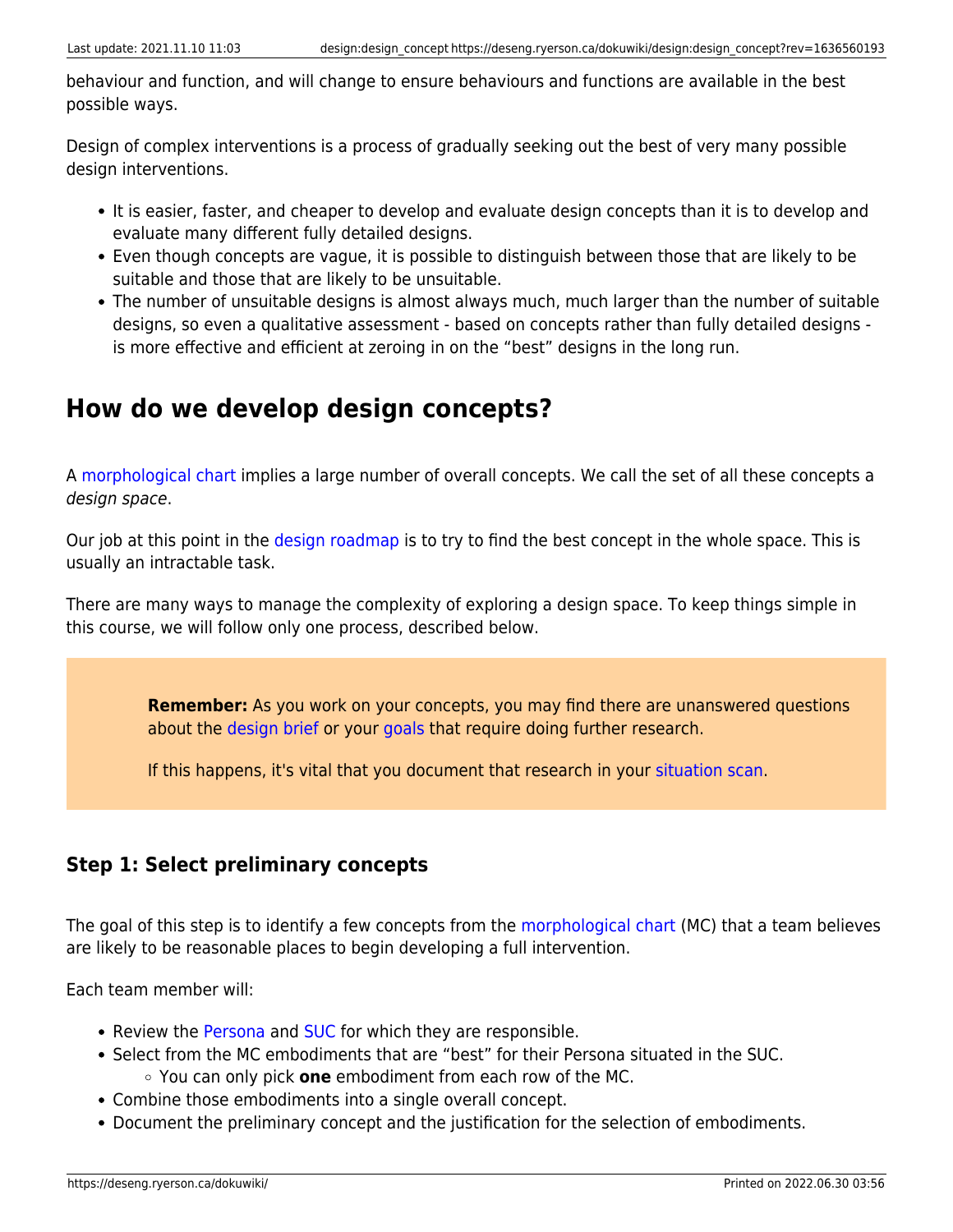behaviour and function, and will change to ensure behaviours and functions are available in the best possible ways.

Design of complex interventions is a process of gradually seeking out the best of very many possible design interventions.

- It is easier, faster, and cheaper to develop and evaluate design concepts than it is to develop and evaluate many different fully detailed designs.
- Even though concepts are vague, it is possible to distinguish between those that are likely to be suitable and those that are likely to be unsuitable.
- The number of unsuitable designs is almost always much, much larger than the number of suitable designs, so even a qualitative assessment - based on concepts rather than fully detailed designs - is more effective and efficient at zeroing in on the "best" designs in the long run.

## How do we develop design concepts?

A morphological chart implies a large number of overall concepts. We call the set of all these concepts a *design space*.

Our job at this point in the design roadmap is to try to find the best concept in the whole space. This is usually an intractable task.

There are many ways to manage the complexity of exploring a design space. To keep things simple in this course, we will follow only one process, described below.

> **Remember:** As you work on your concepts, you may find there are unanswered questions about the design brief or your goals that require doing further research.
>
> If this happens, it's vital that you document that research in your situation scan.

### Step 1: Select preliminary concepts

The goal of this step is to identify a few concepts from the morphological chart (MC) that a team believes are likely to be reasonable places to begin developing a full intervention.

Each team member will:

- Review the Persona and SUC for which they are responsible.
- Select from the MC embodiments that are "best" for their Persona situated in the SUC.
  - You can only pick **one** embodiment from each row of the MC.
- Combine those embodiments into a single overall concept.
- Document the preliminary concept and the justification for the selection of embodiments.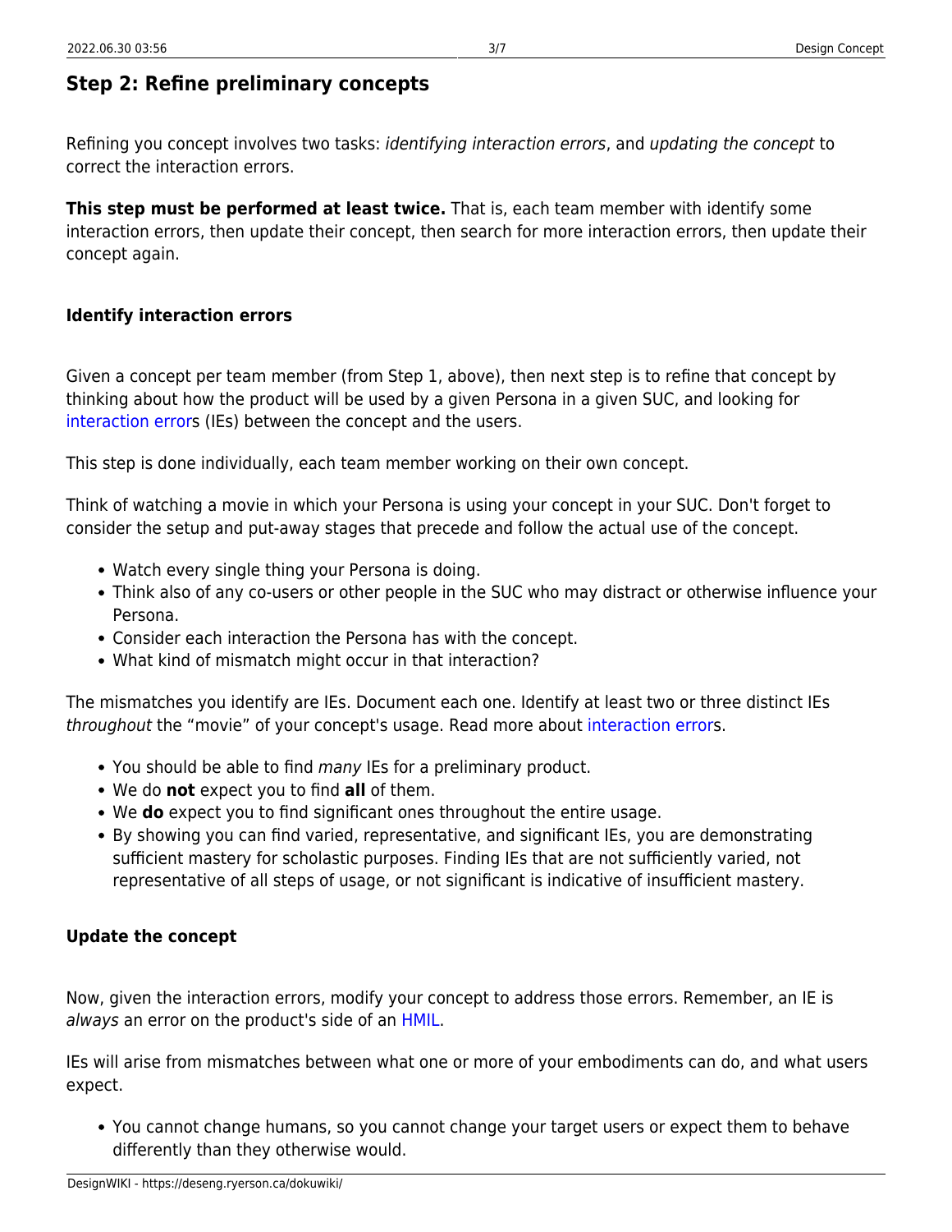## Step 2: Refine preliminary concepts

Refining you concept involves two tasks: *identifying interaction errors*, and *updating the concept* to correct the interaction errors.

**This step must be performed at least twice.** That is, each team member with identify some interaction errors, then update their concept, then search for more interaction errors, then update their concept again.

### Identify interaction errors

Given a concept per team member (from Step 1, above), then next step is to refine that concept by thinking about how the product will be used by a given Persona in a given SUC, and looking for interaction errors (IEs) between the concept and the users.

This step is done individually, each team member working on their own concept.

Think of watching a movie in which your Persona is using your concept in your SUC. Don't forget to consider the setup and put-away stages that precede and follow the actual use of the concept.

- Watch every single thing your Persona is doing.
- Think also of any co-users or other people in the SUC who may distract or otherwise influence your Persona.
- Consider each interaction the Persona has with the concept.
- What kind of mismatch might occur in that interaction?

The mismatches you identify are IEs. Document each one. Identify at least two or three distinct IEs *throughout* the "movie" of your concept's usage. Read more about interaction errors.

- You should be able to find *many* IEs for a preliminary product.
- We do **not** expect you to find **all** of them.
- We **do** expect you to find significant ones throughout the entire usage.
- By showing you can find varied, representative, and significant IEs, you are demonstrating sufficient mastery for scholastic purposes. Finding IEs that are not sufficiently varied, not representative of all steps of usage, or not significant is indicative of insufficient mastery.

### Update the concept

Now, given the interaction errors, modify your concept to address those errors. Remember, an IE is *always* an error on the product's side of an HMIL.

IEs will arise from mismatches between what one or more of your embodiments can do, and what users expect.

- You cannot change humans, so you cannot change your target users or expect them to behave differently than they otherwise would.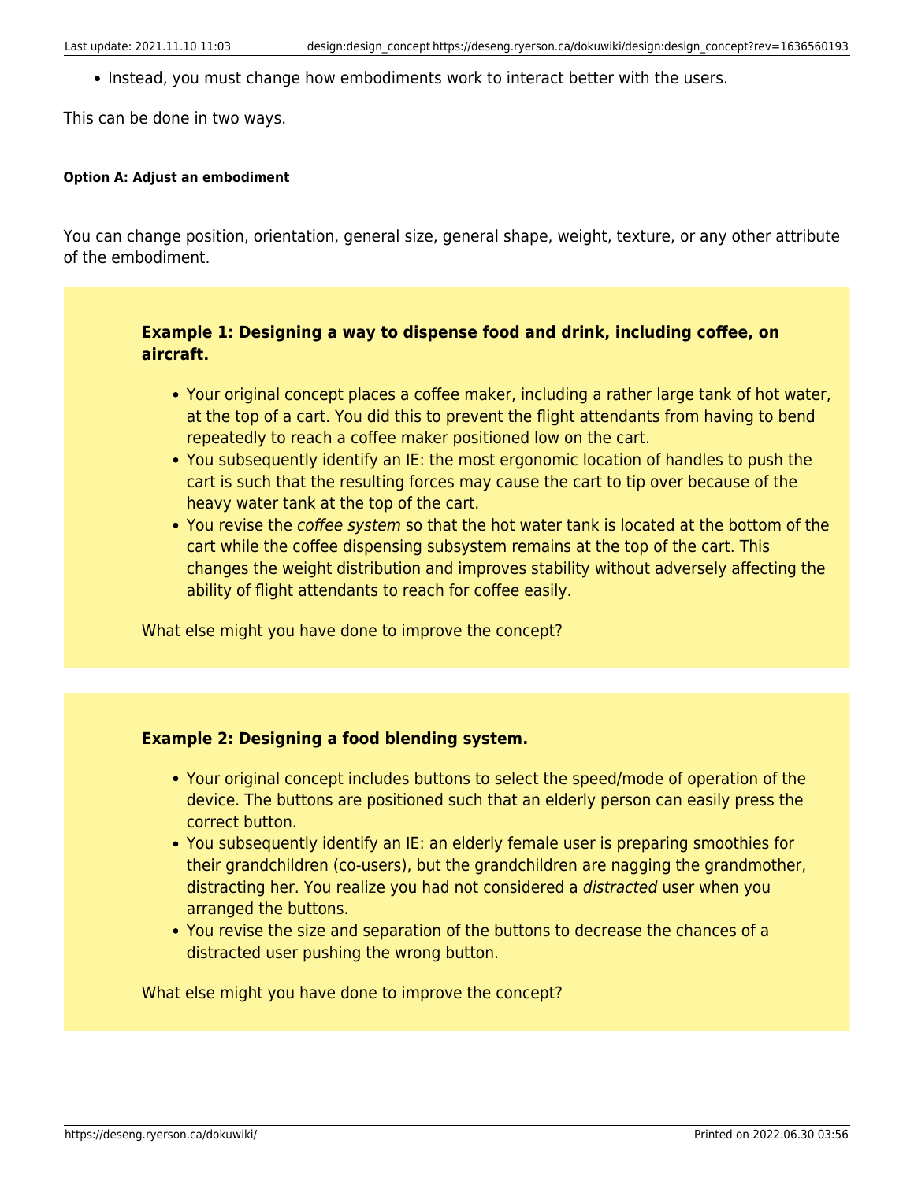- Instead, you must change how embodiments work to interact better with the users.

This can be done in two ways.

##### Option A: Adjust an embodiment

You can change position, orientation, general size, general shape, weight, texture, or any other attribute of the embodiment.

**Example 1: Designing a way to dispense food and drink, including coffee, on aircraft.**

- Your original concept places a coffee maker, including a rather large tank of hot water, at the top of a cart. You did this to prevent the flight attendants from having to bend repeatedly to reach a coffee maker positioned low on the cart.
- You subsequently identify an IE: the most ergonomic location of handles to push the cart is such that the resulting forces may cause the cart to tip over because of the heavy water tank at the top of the cart.
- You revise the *coffee system* so that the hot water tank is located at the bottom of the cart while the coffee dispensing subsystem remains at the top of the cart. This changes the weight distribution and improves stability without adversely affecting the ability of flight attendants to reach for coffee easily.

What else might you have done to improve the concept?

**Example 2: Designing a food blending system.**

- Your original concept includes buttons to select the speed/mode of operation of the device. The buttons are positioned such that an elderly person can easily press the correct button.
- You subsequently identify an IE: an elderly female user is preparing smoothies for their grandchildren (co-users), but the grandchildren are nagging the grandmother, distracting her. You realize you had not considered a *distracted* user when you arranged the buttons.
- You revise the size and separation of the buttons to decrease the chances of a distracted user pushing the wrong button.

What else might you have done to improve the concept?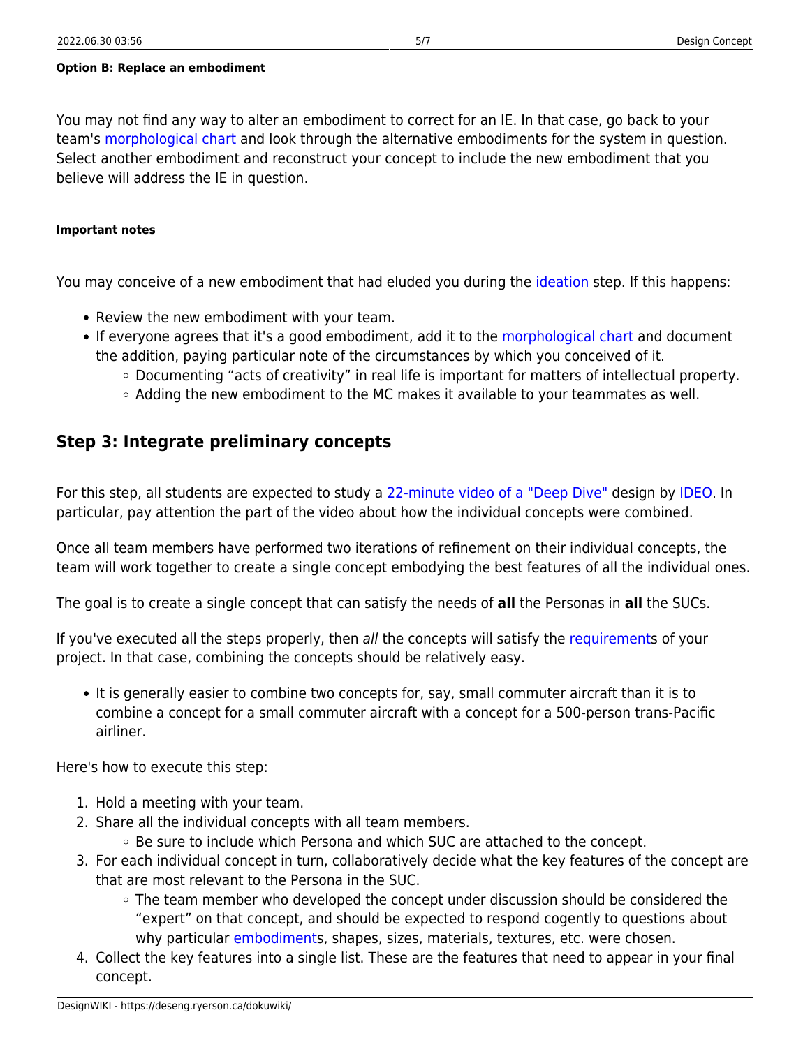#### Option B: Replace an embodiment

You may not find any way to alter an embodiment to correct for an IE. In that case, go back to your team's morphological chart and look through the alternative embodiments for the system in question. Select another embodiment and reconstruct your concept to include the new embodiment that you believe will address the IE in question.

##### Important notes

You may conceive of a new embodiment that had eluded you during the ideation step. If this happens:

- Review the new embodiment with your team.
- If everyone agrees that it's a good embodiment, add it to the morphological chart and document the addition, paying particular note of the circumstances by which you conceived of it.
    - Documenting "acts of creativity" in real life is important for matters of intellectual property.
    - Adding the new embodiment to the MC makes it available to your teammates as well.

## Step 3: Integrate preliminary concepts

For this step, all students are expected to study a 22-minute video of a "Deep Dive" design by IDEO. In particular, pay attention the part of the video about how the individual concepts were combined.

Once all team members have performed two iterations of refinement on their individual concepts, the team will work together to create a single concept embodying the best features of all the individual ones.

The goal is to create a single concept that can satisfy the needs of **all** the Personas in **all** the SUCs.

If you've executed all the steps properly, then *all* the concepts will satisfy the requirements of your project. In that case, combining the concepts should be relatively easy.

- It is generally easier to combine two concepts for, say, small commuter aircraft than it is to combine a concept for a small commuter aircraft with a concept for a 500-person trans-Pacific airliner.

Here's how to execute this step:

1. Hold a meeting with your team.
2. Share all the individual concepts with all team members.
    - Be sure to include which Persona and which SUC are attached to the concept.
3. For each individual concept in turn, collaboratively decide what the key features of the concept are that are most relevant to the Persona in the SUC.
    - The team member who developed the concept under discussion should be considered the "expert" on that concept, and should be expected to respond cogently to questions about why particular embodiments, shapes, sizes, materials, textures, etc. were chosen.
4. Collect the key features into a single list. These are the features that need to appear in your final concept.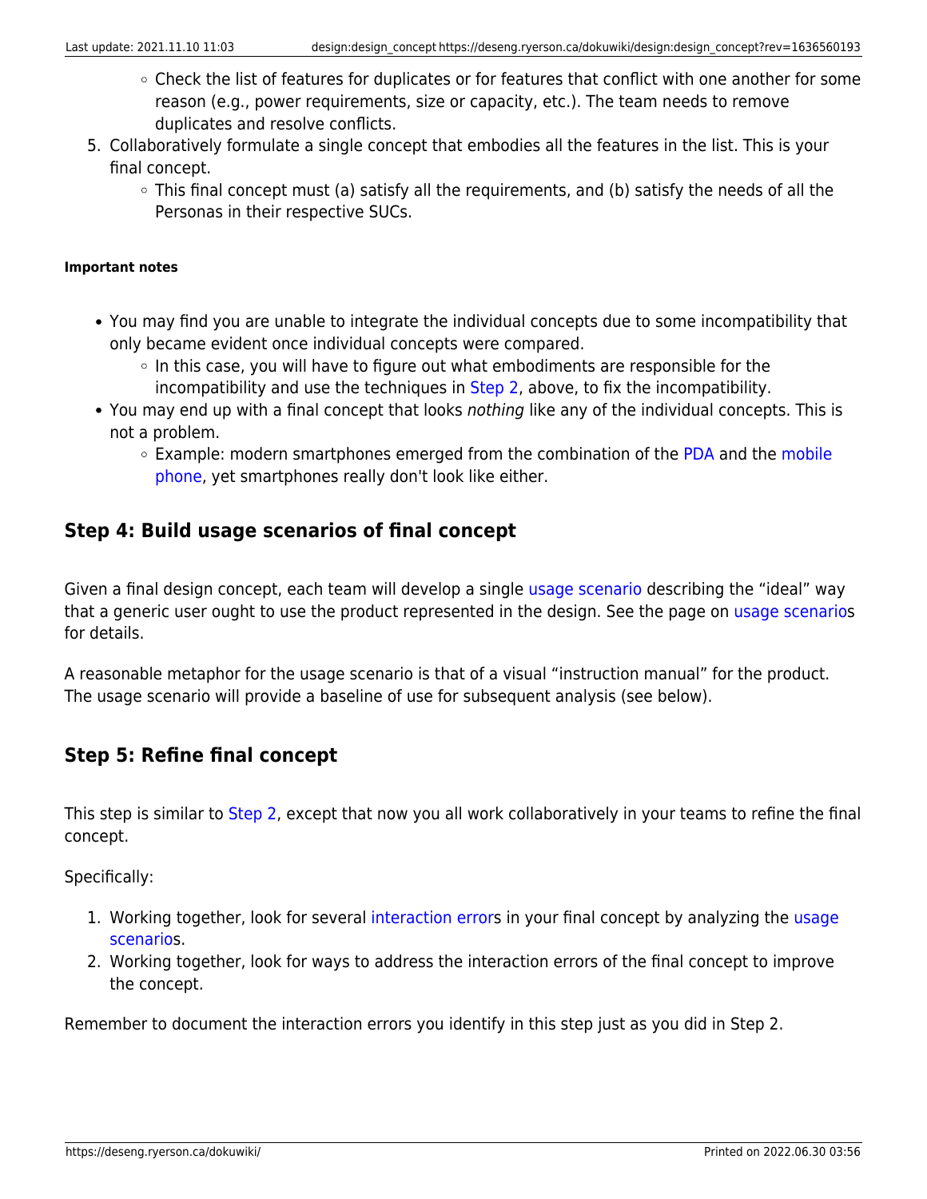- Check the list of features for duplicates or for features that conflict with one another for some reason (e.g., power requirements, size or capacity, etc.). The team needs to remove duplicates and resolve conflicts.
5. Collaboratively formulate a single concept that embodies all the features in the list. This is your final concept.
    - This final concept must (a) satisfy all the requirements, and (b) satisfy the needs of all the Personas in their respective SUCs.

##### Important notes

- You may find you are unable to integrate the individual concepts due to some incompatibility that only became evident once individual concepts were compared.
    - In this case, you will have to figure out what embodiments are responsible for the incompatibility and use the techniques in Step 2, above, to fix the incompatibility.
- You may end up with a final concept that looks *nothing* like any of the individual concepts. This is not a problem.
    - Example: modern smartphones emerged from the combination of the PDA and the mobile phone, yet smartphones really don't look like either.

### Step 4: Build usage scenarios of final concept

Given a final design concept, each team will develop a single usage scenario describing the "ideal" way that a generic user ought to use the product represented in the design. See the page on usage scenarios for details.

A reasonable metaphor for the usage scenario is that of a visual "instruction manual" for the product. The usage scenario will provide a baseline of use for subsequent analysis (see below).

### Step 5: Refine final concept

This step is similar to Step 2, except that now you all work collaboratively in your teams to refine the final concept.

Specifically:

1. Working together, look for several interaction errors in your final concept by analyzing the usage scenarios.
2. Working together, look for ways to address the interaction errors of the final concept to improve the concept.

Remember to document the interaction errors you identify in this step just as you did in Step 2.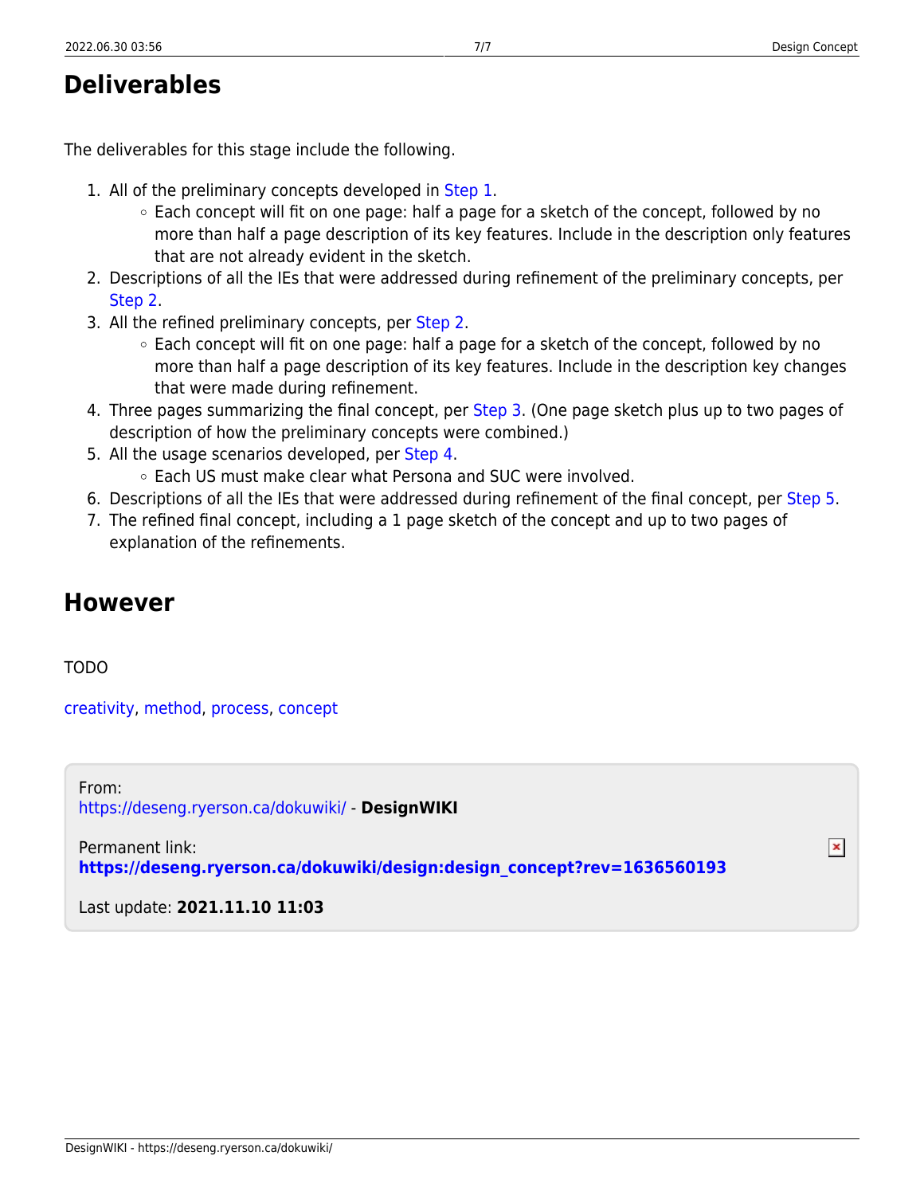## Deliverables

The deliverables for this stage include the following.

1. All of the preliminary concepts developed in Step 1.
    - Each concept will fit on one page: half a page for a sketch of the concept, followed by no more than half a page description of its key features. Include in the description only features that are not already evident in the sketch.
2. Descriptions of all the IEs that were addressed during refinement of the preliminary concepts, per Step 2.
3. All the refined preliminary concepts, per Step 2.
    - Each concept will fit on one page: half a page for a sketch of the concept, followed by no more than half a page description of its key features. Include in the description key changes that were made during refinement.
4. Three pages summarizing the final concept, per Step 3. (One page sketch plus up to two pages of description of how the preliminary concepts were combined.)
5. All the usage scenarios developed, per Step 4.
    - Each US must make clear what Persona and SUC were involved.
6. Descriptions of all the IEs that were addressed during refinement of the final concept, per Step 5.
7. The refined final concept, including a 1 page sketch of the concept and up to two pages of explanation of the refinements.

## However

TODO

creativity, method, process, concept

From:
https://deseng.ryerson.ca/dokuwiki/ - **DesignWIKI**

Permanent link:
**https://deseng.ryerson.ca/dokuwiki/design:design_concept?rev=1636560193**

Last update: **2021.11.10 11:03**